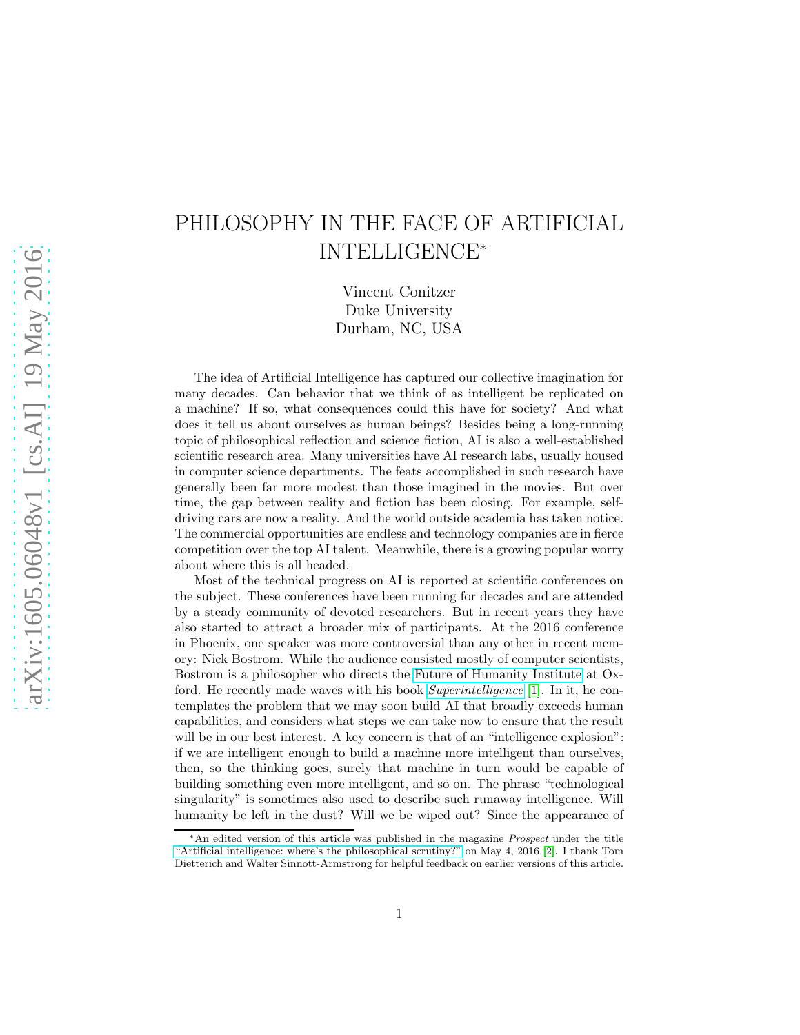# PHILOSOPHY IN THE FACE OF ARTIFICIAL INTELLIGENCE*

Vincent Conitzer
Duke University
Durham, NC, USA

The idea of Artificial Intelligence has captured our collective imagination for many decades. Can behavior that we think of as intelligent be replicated on a machine? If so, what consequences could this have for society? And what does it tell us about ourselves as human beings? Besides being a long-running topic of philosophical reflection and science fiction, AI is also a well-established scientific research area. Many universities have AI research labs, usually housed in computer science departments. The feats accomplished in such research have generally been far more modest than those imagined in the movies. But over time, the gap between reality and fiction has been closing. For example, self-driving cars are now a reality. And the world outside academia has taken notice. The commercial opportunities are endless and technology companies are in fierce competition over the top AI talent. Meanwhile, there is a growing popular worry about where this is all headed.

Most of the technical progress on AI is reported at scientific conferences on the subject. These conferences have been running for decades and are attended by a steady community of devoted researchers. But in recent years they have also started to attract a broader mix of participants. At the 2016 conference in Phoenix, one speaker was more controversial than any other in recent memory: Nick Bostrom. While the audience consisted mostly of computer scientists, Bostrom is a philosopher who directs the Future of Humanity Institute at Oxford. He recently made waves with his book *Superintelligence* [1]. In it, he contemplates the problem that we may soon build AI that broadly exceeds human capabilities, and considers what steps we can take now to ensure that the result will be in our best interest. A key concern is that of an "intelligence explosion": if we are intelligent enough to build a machine more intelligent than ourselves, then, so the thinking goes, surely that machine in turn would be capable of building something even more intelligent, and so on. The phrase "technological singularity" is sometimes also used to describe such runaway intelligence. Will humanity be left in the dust? Will we be wiped out? Since the appearance of

---

*An edited version of this article was published in the magazine *Prospect* under the title "Artificial intelligence: where's the philosophical scrutiny?" on May 4, 2016 [2]. I thank Tom Dietterich and Walter Sinnott-Armstrong for helpful feedback on earlier versions of this article.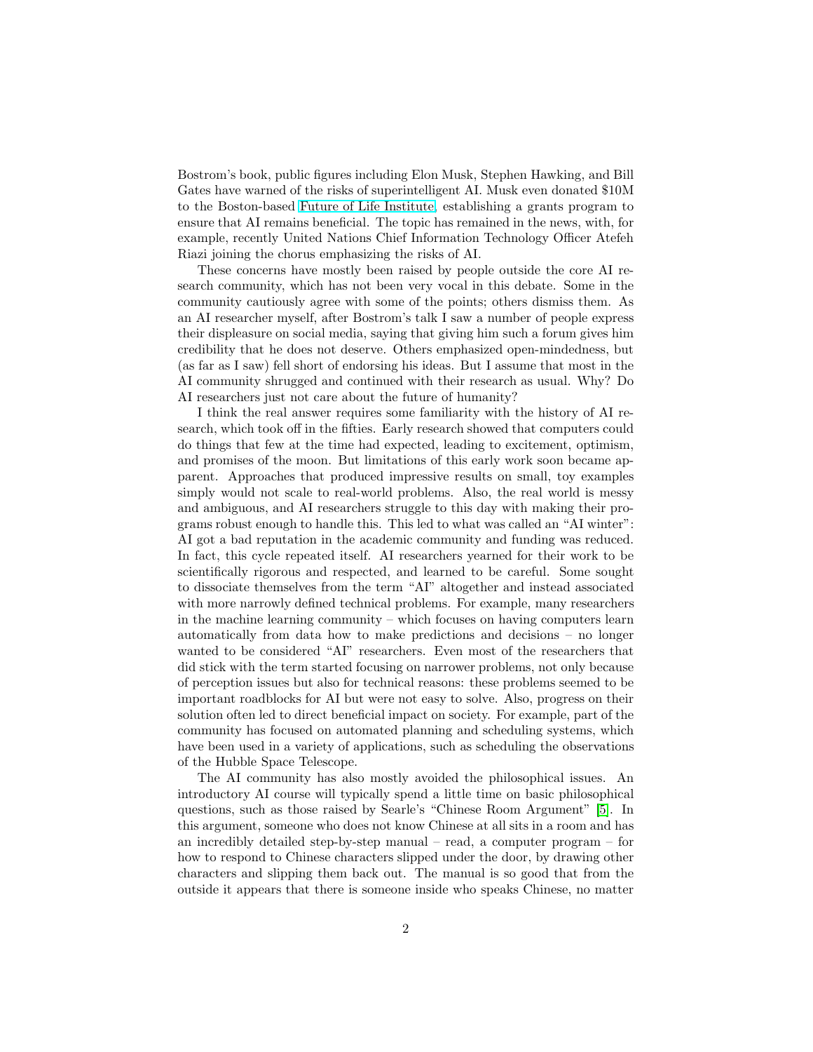Bostrom's book, public figures including Elon Musk, Stephen Hawking, and Bill Gates have warned of the risks of superintelligent AI. Musk even donated $10M to the Boston-based Future of Life Institute, establishing a grants program to ensure that AI remains beneficial. The topic has remained in the news, with, for example, recently United Nations Chief Information Technology Officer Atefeh Riazi joining the chorus emphasizing the risks of AI.

These concerns have mostly been raised by people outside the core AI research community, which has not been very vocal in this debate. Some in the community cautiously agree with some of the points; others dismiss them. As an AI researcher myself, after Bostrom's talk I saw a number of people express their displeasure on social media, saying that giving him such a forum gives him credibility that he does not deserve. Others emphasized open-mindedness, but (as far as I saw) fell short of endorsing his ideas. But I assume that most in the AI community shrugged and continued with their research as usual. Why? Do AI researchers just not care about the future of humanity?

I think the real answer requires some familiarity with the history of AI research, which took off in the fifties. Early research showed that computers could do things that few at the time had expected, leading to excitement, optimism, and promises of the moon. But limitations of this early work soon became apparent. Approaches that produced impressive results on small, toy examples simply would not scale to real-world problems. Also, the real world is messy and ambiguous, and AI researchers struggle to this day with making their programs robust enough to handle this. This led to what was called an "AI winter": AI got a bad reputation in the academic community and funding was reduced. In fact, this cycle repeated itself. AI researchers yearned for their work to be scientifically rigorous and respected, and learned to be careful. Some sought to dissociate themselves from the term "AI" altogether and instead associated with more narrowly defined technical problems. For example, many researchers in the machine learning community – which focuses on having computers learn automatically from data how to make predictions and decisions – no longer wanted to be considered "AI" researchers. Even most of the researchers that did stick with the term started focusing on narrower problems, not only because of perception issues but also for technical reasons: these problems seemed to be important roadblocks for AI but were not easy to solve. Also, progress on their solution often led to direct beneficial impact on society. For example, part of the community has focused on automated planning and scheduling systems, which have been used in a variety of applications, such as scheduling the observations of the Hubble Space Telescope.

The AI community has also mostly avoided the philosophical issues. An introductory AI course will typically spend a little time on basic philosophical questions, such as those raised by Searle's "Chinese Room Argument" [5]. In this argument, someone who does not know Chinese at all sits in a room and has an incredibly detailed step-by-step manual – read, a computer program – for how to respond to Chinese characters slipped under the door, by drawing other characters and slipping them back out. The manual is so good that from the outside it appears that there is someone inside who speaks Chinese, no matter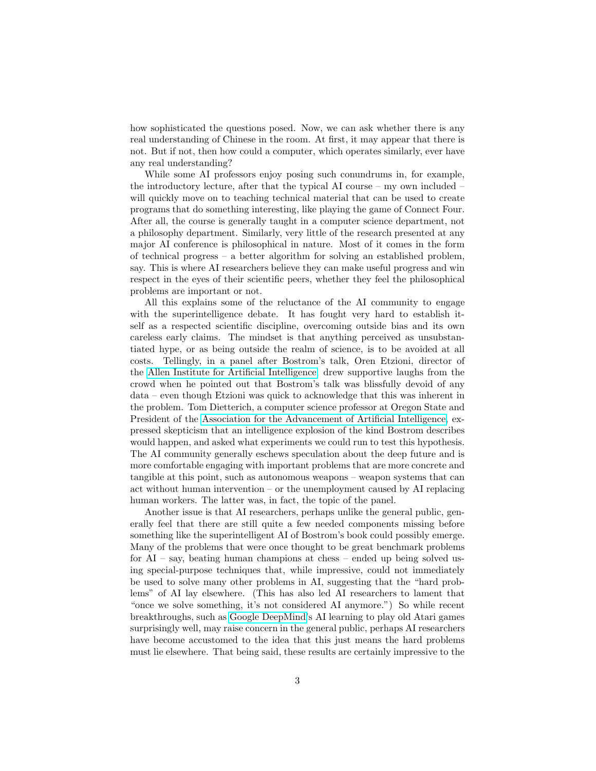how sophisticated the questions posed. Now, we can ask whether there is any real understanding of Chinese in the room. At first, it may appear that there is not. But if not, then how could a computer, which operates similarly, ever have any real understanding?

While some AI professors enjoy posing such conundrums in, for example, the introductory lecture, after that the typical AI course – my own included – will quickly move on to teaching technical material that can be used to create programs that do something interesting, like playing the game of Connect Four. After all, the course is generally taught in a computer science department, not a philosophy department. Similarly, very little of the research presented at any major AI conference is philosophical in nature. Most of it comes in the form of technical progress – a better algorithm for solving an established problem, say. This is where AI researchers believe they can make useful progress and win respect in the eyes of their scientific peers, whether they feel the philosophical problems are important or not.

All this explains some of the reluctance of the AI community to engage with the superintelligence debate. It has fought very hard to establish itself as a respected scientific discipline, overcoming outside bias and its own careless early claims. The mindset is that anything perceived as unsubstantiated hype, or as being outside the realm of science, is to be avoided at all costs. Tellingly, in a panel after Bostrom's talk, Oren Etzioni, director of the Allen Institute for Artificial Intelligence, drew supportive laughs from the crowd when he pointed out that Bostrom's talk was blissfully devoid of any data – even though Etzioni was quick to acknowledge that this was inherent in the problem. Tom Dietterich, a computer science professor at Oregon State and President of the Association for the Advancement of Artificial Intelligence, expressed skepticism that an intelligence explosion of the kind Bostrom describes would happen, and asked what experiments we could run to test this hypothesis. The AI community generally eschews speculation about the deep future and is more comfortable engaging with important problems that are more concrete and tangible at this point, such as autonomous weapons – weapon systems that can act without human intervention – or the unemployment caused by AI replacing human workers. The latter was, in fact, the topic of the panel.

Another issue is that AI researchers, perhaps unlike the general public, generally feel that there are still quite a few needed components missing before something like the superintelligent AI of Bostrom's book could possibly emerge. Many of the problems that were once thought to be great benchmark problems for AI – say, beating human champions at chess – ended up being solved using special-purpose techniques that, while impressive, could not immediately be used to solve many other problems in AI, suggesting that the "hard problems" of AI lay elsewhere. (This has also led AI researchers to lament that "once we solve something, it's not considered AI anymore.") So while recent breakthroughs, such as Google DeepMind's AI learning to play old Atari games surprisingly well, may raise concern in the general public, perhaps AI researchers have become accustomed to the idea that this just means the hard problems must lie elsewhere. That being said, these results are certainly impressive to the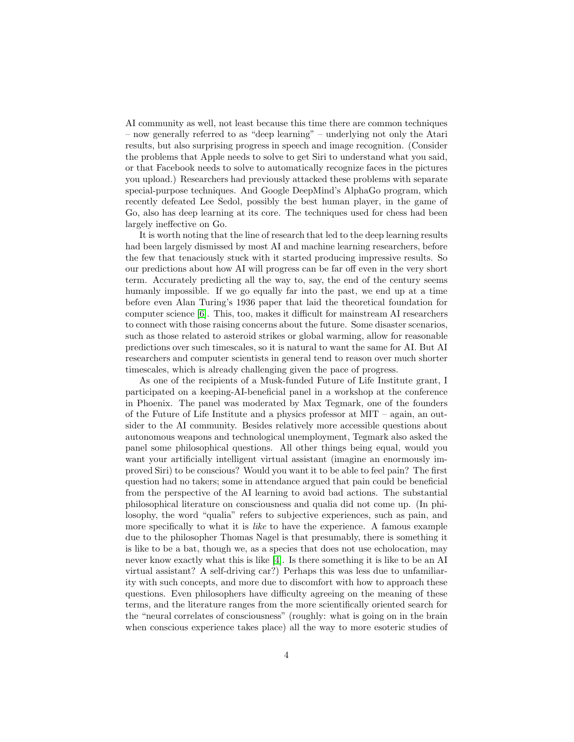AI community as well, not least because this time there are common techniques – now generally referred to as "deep learning" – underlying not only the Atari results, but also surprising progress in speech and image recognition. (Consider the problems that Apple needs to solve to get Siri to understand what you said, or that Facebook needs to solve to automatically recognize faces in the pictures you upload.) Researchers had previously attacked these problems with separate special-purpose techniques. And Google DeepMind's AlphaGo program, which recently defeated Lee Sedol, possibly the best human player, in the game of Go, also has deep learning at its core. The techniques used for chess had been largely ineffective on Go.

It is worth noting that the line of research that led to the deep learning results had been largely dismissed by most AI and machine learning researchers, before the few that tenaciously stuck with it started producing impressive results. So our predictions about how AI will progress can be far off even in the very short term. Accurately predicting all the way to, say, the end of the century seems humanly impossible. If we go equally far into the past, we end up at a time before even Alan Turing's 1936 paper that laid the theoretical foundation for computer science [6]. This, too, makes it difficult for mainstream AI researchers to connect with those raising concerns about the future. Some disaster scenarios, such as those related to asteroid strikes or global warming, allow for reasonable predictions over such timescales, so it is natural to want the same for AI. But AI researchers and computer scientists in general tend to reason over much shorter timescales, which is already challenging given the pace of progress.

As one of the recipients of a Musk-funded Future of Life Institute grant, I participated on a keeping-AI-beneficial panel in a workshop at the conference in Phoenix. The panel was moderated by Max Tegmark, one of the founders of the Future of Life Institute and a physics professor at MIT – again, an outsider to the AI community. Besides relatively more accessible questions about autonomous weapons and technological unemployment, Tegmark also asked the panel some philosophical questions. All other things being equal, would you want your artificially intelligent virtual assistant (imagine an enormously improved Siri) to be conscious? Would you want it to be able to feel pain? The first question had no takers; some in attendance argued that pain could be beneficial from the perspective of the AI learning to avoid bad actions. The substantial philosophical literature on consciousness and qualia did not come up. (In philosophy, the word "qualia" refers to subjective experiences, such as pain, and more specifically to what it is *like* to have the experience. A famous example due to the philosopher Thomas Nagel is that presumably, there is something it is like to be a bat, though we, as a species that does not use echolocation, may never know exactly what this is like [4]. Is there something it is like to be an AI virtual assistant? A self-driving car?) Perhaps this was less due to unfamiliarity with such concepts, and more due to discomfort with how to approach these questions. Even philosophers have difficulty agreeing on the meaning of these terms, and the literature ranges from the more scientifically oriented search for the "neural correlates of consciousness" (roughly: what is going on in the brain when conscious experience takes place) all the way to more esoteric studies of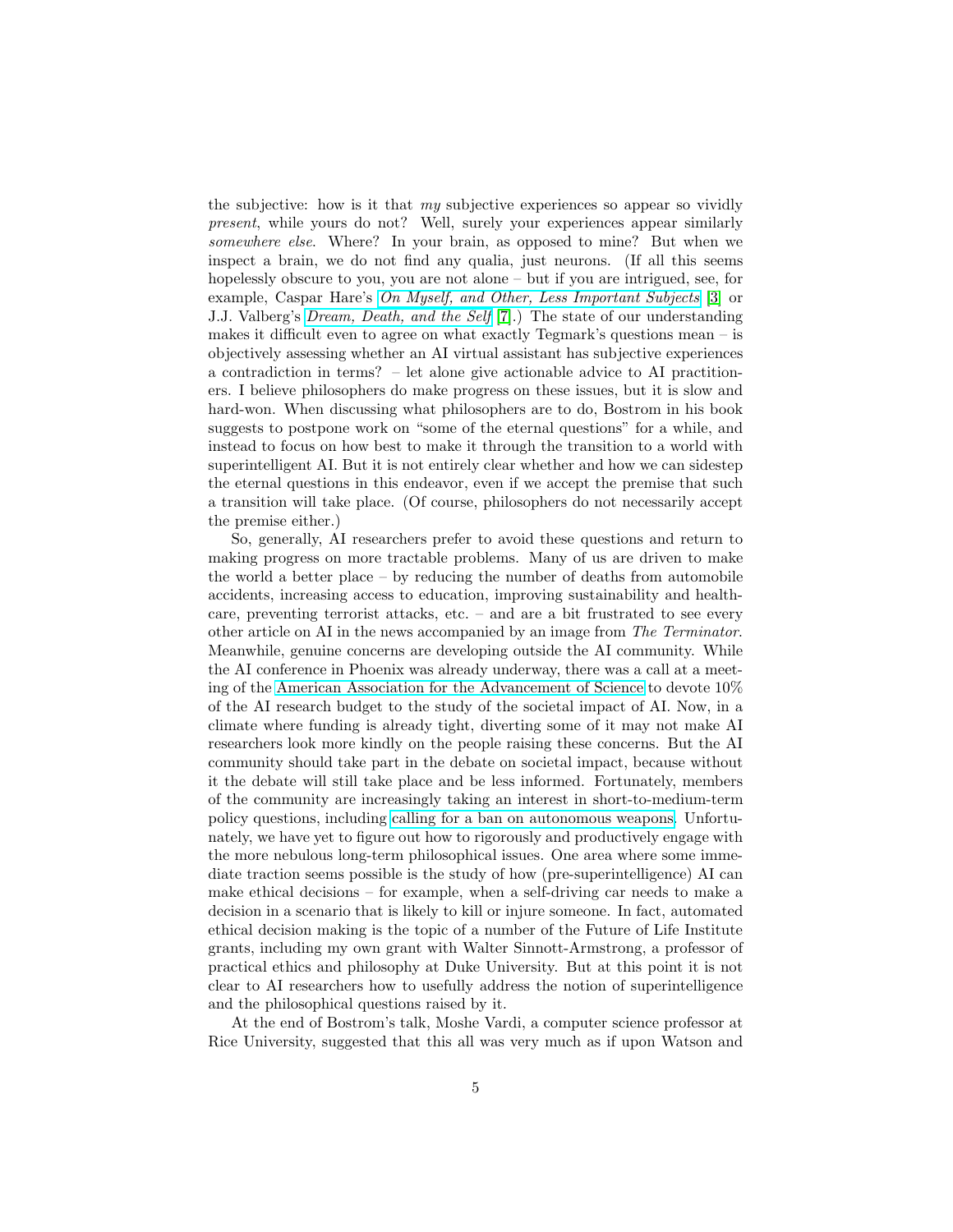the subjective: how is it that *my* subjective experiences so appear so vividly *present*, while yours do not? Well, surely your experiences appear similarly *somewhere else*. Where? In your brain, as opposed to mine? But when we inspect a brain, we do not find any qualia, just neurons. (If all this seems hopelessly obscure to you, you are not alone – but if you are intrigued, see, for example, Caspar Hare's *On Myself, and Other, Less Important Subjects* [3] or J.J. Valberg's *Dream, Death, and the Self* [7].) The state of our understanding makes it difficult even to agree on what exactly Tegmark's questions mean – is objectively assessing whether an AI virtual assistant has subjective experiences a contradiction in terms? – let alone give actionable advice to AI practitioners. I believe philosophers do make progress on these issues, but it is slow and hard-won. When discussing what philosophers are to do, Bostrom in his book suggests to postpone work on "some of the eternal questions" for a while, and instead to focus on how best to make it through the transition to a world with superintelligent AI. But it is not entirely clear whether and how we can sidestep the eternal questions in this endeavor, even if we accept the premise that such a transition will take place. (Of course, philosophers do not necessarily accept the premise either.)

So, generally, AI researchers prefer to avoid these questions and return to making progress on more tractable problems. Many of us are driven to make the world a better place – by reducing the number of deaths from automobile accidents, increasing access to education, improving sustainability and healthcare, preventing terrorist attacks, etc. – and are a bit frustrated to see every other article on AI in the news accompanied by an image from *The Terminator*. Meanwhile, genuine concerns are developing outside the AI community. While the AI conference in Phoenix was already underway, there was a call at a meeting of the American Association for the Advancement of Science to devote 10% of the AI research budget to the study of the societal impact of AI. Now, in a climate where funding is already tight, diverting some of it may not make AI researchers look more kindly on the people raising these concerns. But the AI community should take part in the debate on societal impact, because without it the debate will still take place and be less informed. Fortunately, members of the community are increasingly taking an interest in short-to-medium-term policy questions, including calling for a ban on autonomous weapons. Unfortunately, we have yet to figure out how to rigorously and productively engage with the more nebulous long-term philosophical issues. One area where some immediate traction seems possible is the study of how (pre-superintelligence) AI can make ethical decisions – for example, when a self-driving car needs to make a decision in a scenario that is likely to kill or injure someone. In fact, automated ethical decision making is the topic of a number of the Future of Life Institute grants, including my own grant with Walter Sinnott-Armstrong, a professor of practical ethics and philosophy at Duke University. But at this point it is not clear to AI researchers how to usefully address the notion of superintelligence and the philosophical questions raised by it.

At the end of Bostrom's talk, Moshe Vardi, a computer science professor at Rice University, suggested that this all was very much as if upon Watson and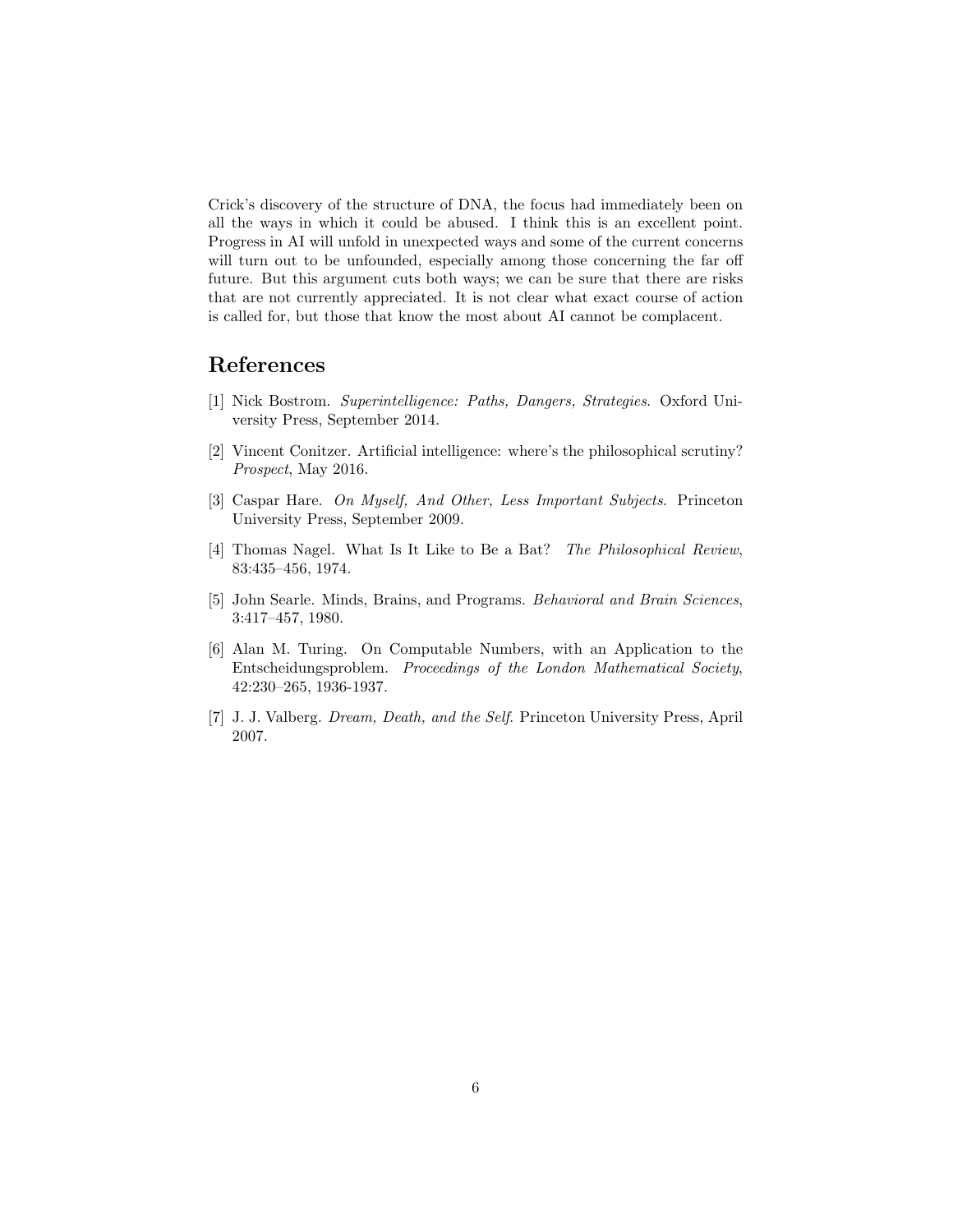Crick's discovery of the structure of DNA, the focus had immediately been on all the ways in which it could be abused. I think this is an excellent point. Progress in AI will unfold in unexpected ways and some of the current concerns will turn out to be unfounded, especially among those concerning the far off future. But this argument cuts both ways; we can be sure that there are risks that are not currently appreciated. It is not clear what exact course of action is called for, but those that know the most about AI cannot be complacent.

## References

[1] Nick Bostrom. *Superintelligence: Paths, Dangers, Strategies*. Oxford University Press, September 2014.

[2] Vincent Conitzer. Artificial intelligence: where's the philosophical scrutiny? *Prospect*, May 2016.

[3] Caspar Hare. *On Myself, And Other, Less Important Subjects*. Princeton University Press, September 2009.

[4] Thomas Nagel. What Is It Like to Be a Bat? *The Philosophical Review*, 83:435–456, 1974.

[5] John Searle. Minds, Brains, and Programs. *Behavioral and Brain Sciences*, 3:417–457, 1980.

[6] Alan M. Turing. On Computable Numbers, with an Application to the Entscheidungsproblem. *Proceedings of the London Mathematical Society*, 42:230–265, 1936-1937.

[7] J. J. Valberg. *Dream, Death, and the Self*. Princeton University Press, April 2007.